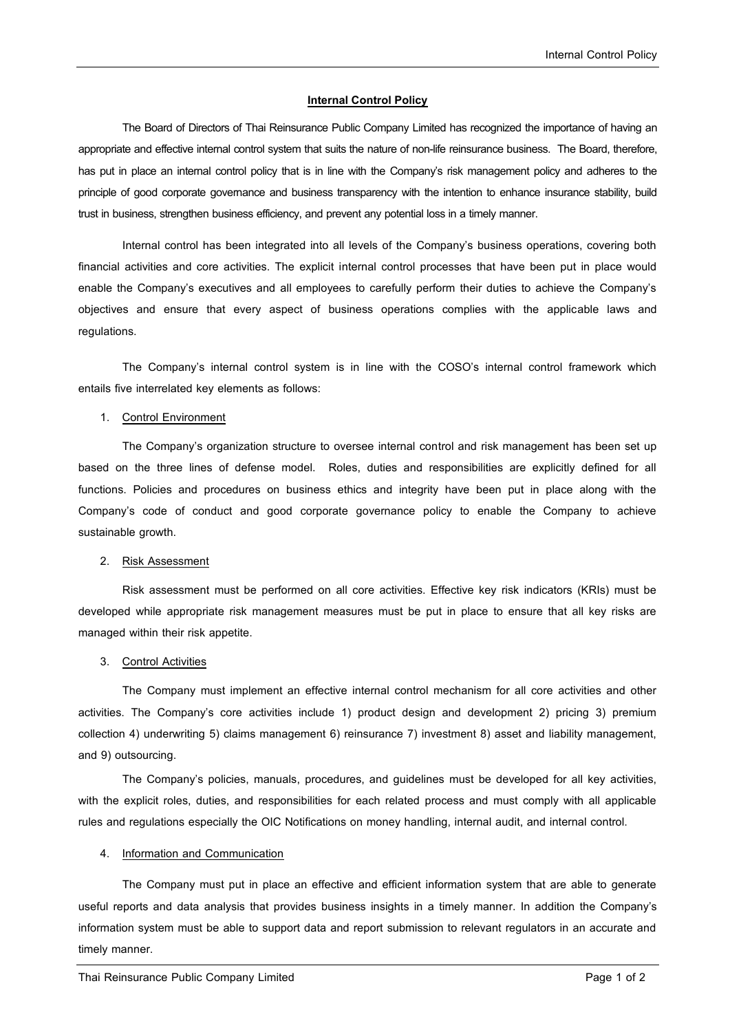# Internal Control Policy

The Board of Directors of Thai Reinsurance Public Company Limited has recognized the importance of having an appropriate and effective internal control system that suits the nature of non-life reinsurance business. The Board, therefore, has put in place an internal control policy that is in line with the Company's risk management policy and adheres to the principle of good corporate governance and business transparency with the intention to enhance insurance stability, build trust in business, strengthen business efficiency, and prevent any potential loss in a timely manner.

Internal control has been integrated into all levels of the Company's business operations, covering both financial activities and core activities. The explicit internal control processes that have been put in place would enable the Company's executives and all employees to carefully perform their duties to achieve the Company's objectives and ensure that every aspect of business operations complies with the applicable laws and regulations.

The Company's internal control system is in line with the COSO's internal control framework which entails five interrelated key elements as follows:

1. Control Environment

The Company's organization structure to oversee internal control and risk management has been set up based on the three lines of defense model. Roles, duties and responsibilities are explicitly defined for all functions. Policies and procedures on business ethics and integrity have been put in place along with the Company's code of conduct and good corporate governance policy to enable the Company to achieve sustainable growth.

2. Risk Assessment

Risk assessment must be performed on all core activities. Effective key risk indicators (KRIs) must be developed while appropriate risk management measures must be put in place to ensure that all key risks are managed within their risk appetite.

3. Control Activities

The Company must implement an effective internal control mechanism for all core activities and other activities. The Company's core activities include 1) product design and development 2) pricing 3) premium collection 4) underwriting 5) claims management 6) reinsurance 7) investment 8) asset and liability management, and 9) outsourcing.

The Company's policies, manuals, procedures, and guidelines must be developed for all key activities, with the explicit roles, duties, and responsibilities for each related process and must comply with all applicable rules and regulations especially the OIC Notifications on money handling, internal audit, and internal control.

4. Information and Communication

The Company must put in place an effective and efficient information system that are able to generate useful reports and data analysis that provides business insights in a timely manner. In addition the Company's information system must be able to support data and report submission to relevant regulators in an accurate and timely manner.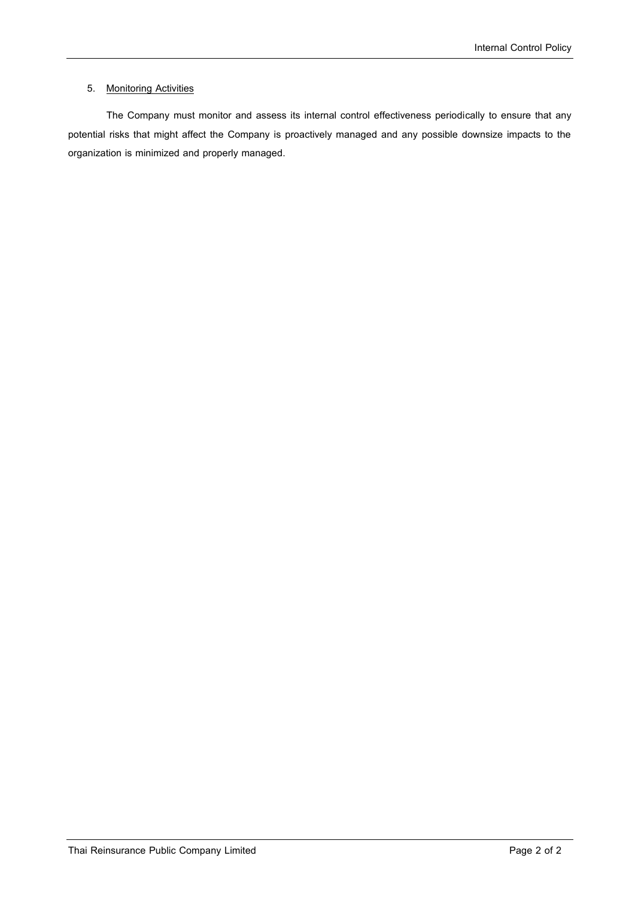5. Monitoring Activities

The Company must monitor and assess its internal control effectiveness periodically to ensure that any potential risks that might affect the Company is proactively managed and any possible downsize impacts to the organization is minimized and properly managed.